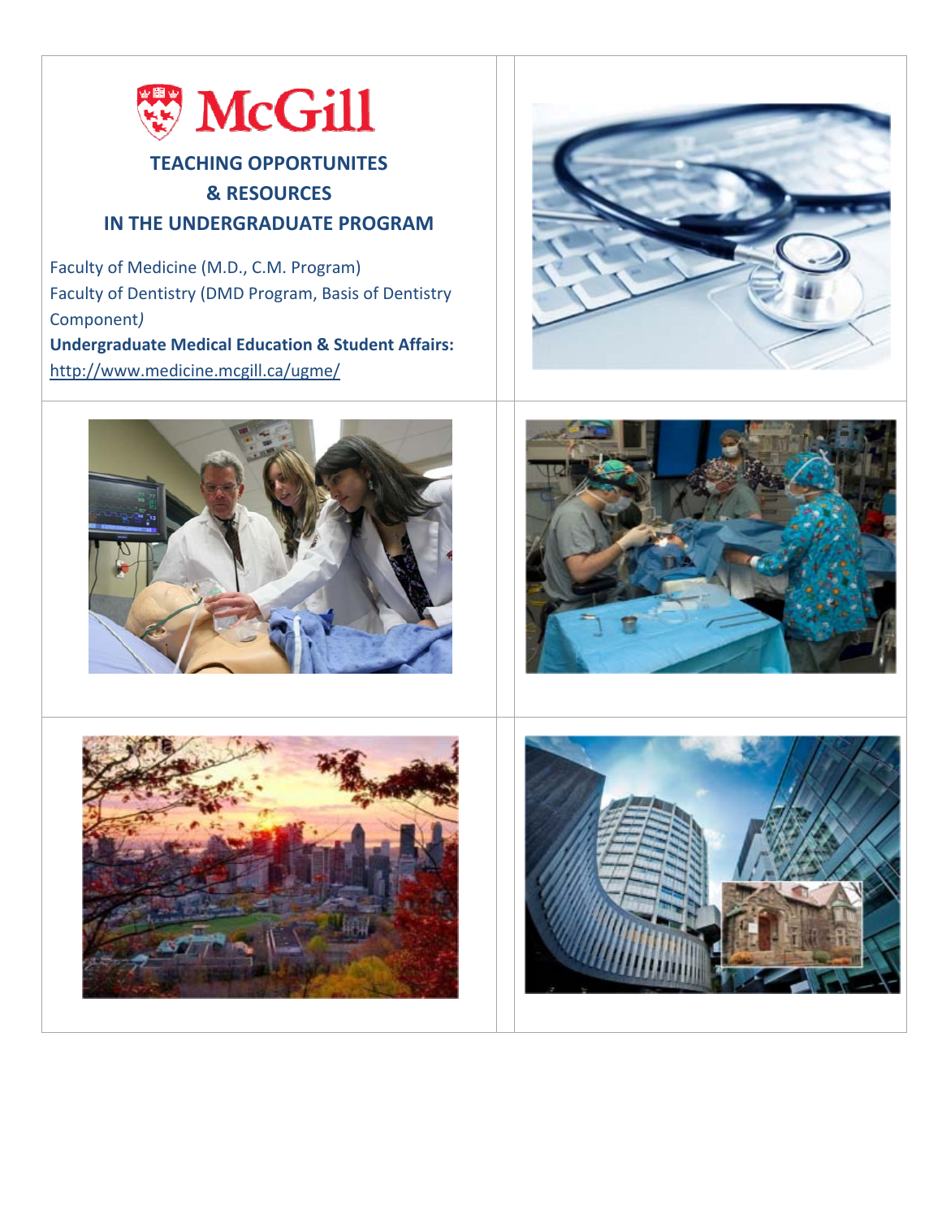McGill

# TEACHING OPPORTUNITES & RESOURCES IN THE UNDERGRADUATE PROGRAM

Faculty of Medicine (M.D., C.M. Program)
Faculty of Dentistry (DMD Program, Basis of Dentistry Component)

**Undergraduate Medical Education & Student Affairs:**
http://www.medicine.mcgill.ca/ugme/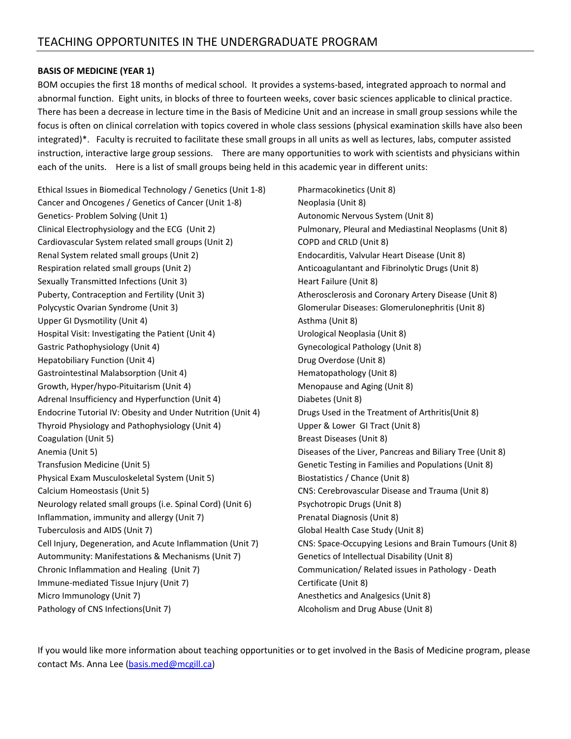## TEACHING OPPORTUNITES IN THE UNDERGRADUATE PROGRAM

**BASIS OF MEDICINE (YEAR 1)**

BOM occupies the first 18 months of medical school. It provides a systems-based, integrated approach to normal and abnormal function. Eight units, in blocks of three to fourteen weeks, cover basic sciences applicable to clinical practice. There has been a decrease in lecture time in the Basis of Medicine Unit and an increase in small group sessions while the focus is often on clinical correlation with topics covered in whole class sessions (physical examination skills have also been integrated)*. Faculty is recruited to facilitate these small groups in all units as well as lectures, labs, computer assisted instruction, interactive large group sessions. There are many opportunities to work with scientists and physicians within each of the units. Here is a list of small groups being held in this academic year in different units:

Ethical Issues in Biomedical Technology / Genetics (Unit 1-8)
Cancer and Oncogenes / Genetics of Cancer (Unit 1-8)
Genetics- Problem Solving (Unit 1)
Clinical Electrophysiology and the ECG (Unit 2)
Cardiovascular System related small groups (Unit 2)
Renal System related small groups (Unit 2)
Respiration related small groups (Unit 2)
Sexually Transmitted Infections (Unit 3)
Puberty, Contraception and Fertility (Unit 3)
Polycystic Ovarian Syndrome (Unit 3)
Upper GI Dysmotility (Unit 4)
Hospital Visit: Investigating the Patient (Unit 4)
Gastric Pathophysiology (Unit 4)
Hepatobiliary Function (Unit 4)
Gastrointestinal Malabsorption (Unit 4)
Growth, Hyper/hypo-Pituitarism (Unit 4)
Adrenal Insufficiency and Hyperfunction (Unit 4)
Endocrine Tutorial IV: Obesity and Under Nutrition (Unit 4)
Thyroid Physiology and Pathophysiology (Unit 4)
Coagulation (Unit 5)
Anemia (Unit 5)
Transfusion Medicine (Unit 5)
Physical Exam Musculoskeletal System (Unit 5)
Calcium Homeostasis (Unit 5)
Neurology related small groups (i.e. Spinal Cord) (Unit 6)
Inflammation, immunity and allergy (Unit 7)
Tuberculosis and AIDS (Unit 7)
Cell Injury, Degeneration, and Acute Inflammation (Unit 7)
Autommunity: Manifestations & Mechanisms (Unit 7)
Chronic Inflammation and Healing (Unit 7)
Immune-mediated Tissue Injury (Unit 7)
Micro Immunology (Unit 7)
Pathology of CNS Infections(Unit 7)
Pharmacokinetics (Unit 8)
Neoplasia (Unit 8)
Autonomic Nervous System (Unit 8)
Pulmonary, Pleural and Mediastinal Neoplasms (Unit 8)
COPD and CRLD (Unit 8)
Endocarditis, Valvular Heart Disease (Unit 8)
Anticoagulantant and Fibrinolytic Drugs (Unit 8)
Heart Failure (Unit 8)
Atherosclerosis and Coronary Artery Disease (Unit 8)
Glomerular Diseases: Glomerulonephritis (Unit 8)
Asthma (Unit 8)
Urological Neoplasia (Unit 8)
Gynecological Pathology (Unit 8)
Drug Overdose (Unit 8)
Hematopathology (Unit 8)
Menopause and Aging (Unit 8)
Diabetes (Unit 8)
Drugs Used in the Treatment of Arthritis(Unit 8)
Upper & Lower GI Tract (Unit 8)
Breast Diseases (Unit 8)
Diseases of the Liver, Pancreas and Biliary Tree (Unit 8)
Genetic Testing in Families and Populations (Unit 8)
Biostatistics / Chance (Unit 8)
CNS: Cerebrovascular Disease and Trauma (Unit 8)
Psychotropic Drugs (Unit 8)
Prenatal Diagnosis (Unit 8)
Global Health Case Study (Unit 8)
CNS: Space-Occupying Lesions and Brain Tumours (Unit 8)
Genetics of Intellectual Disability (Unit 8)
Communication/ Related issues in Pathology - Death Certificate (Unit 8)
Anesthetics and Analgesics (Unit 8)
Alcoholism and Drug Abuse (Unit 8)

If you would like more information about teaching opportunities or to get involved in the Basis of Medicine program, please contact Ms. Anna Lee (basis.med@mcgill.ca)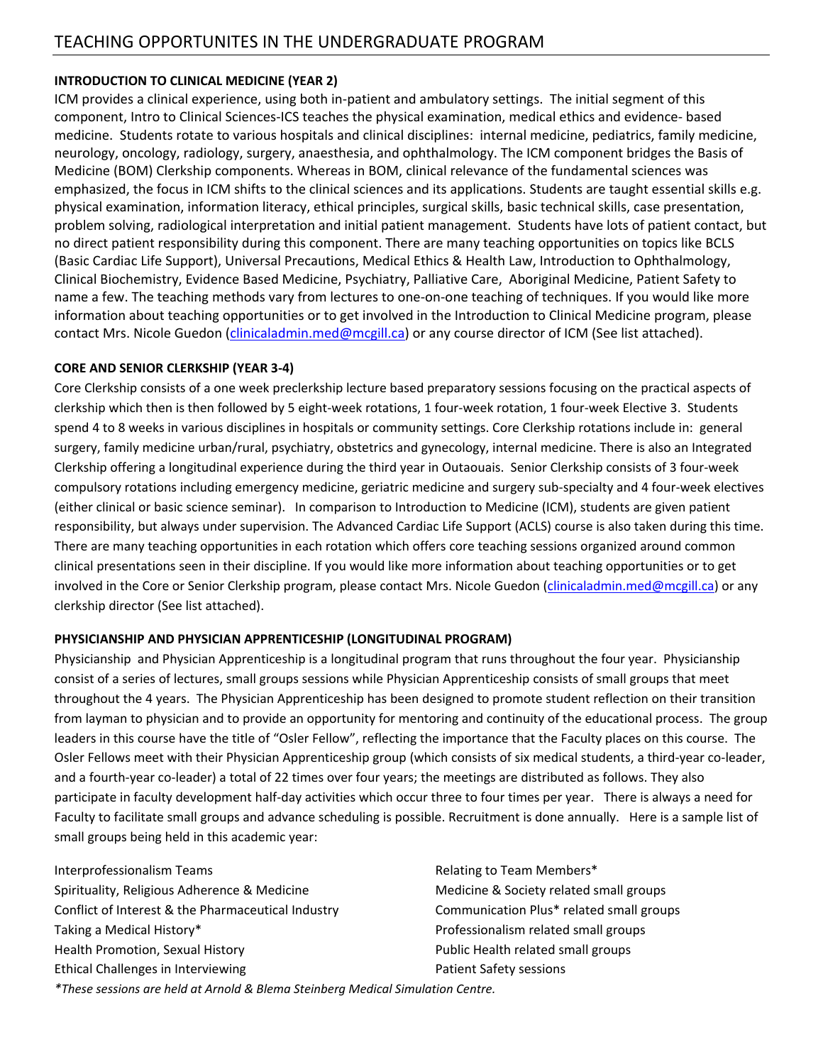# TEACHING OPPORTUNITES IN THE UNDERGRADUATE PROGRAM

**INTRODUCTION TO CLINICAL MEDICINE (YEAR 2)**

ICM provides a clinical experience, using both in-patient and ambulatory settings. The initial segment of this component, Intro to Clinical Sciences-ICS teaches the physical examination, medical ethics and evidence- based medicine. Students rotate to various hospitals and clinical disciplines: internal medicine, pediatrics, family medicine, neurology, oncology, radiology, surgery, anaesthesia, and ophthalmology. The ICM component bridges the Basis of Medicine (BOM) Clerkship components. Whereas in BOM, clinical relevance of the fundamental sciences was emphasized, the focus in ICM shifts to the clinical sciences and its applications. Students are taught essential skills e.g. physical examination, information literacy, ethical principles, surgical skills, basic technical skills, case presentation, problem solving, radiological interpretation and initial patient management. Students have lots of patient contact, but no direct patient responsibility during this component. There are many teaching opportunities on topics like BCLS (Basic Cardiac Life Support), Universal Precautions, Medical Ethics & Health Law, Introduction to Ophthalmology, Clinical Biochemistry, Evidence Based Medicine, Psychiatry, Palliative Care, Aboriginal Medicine, Patient Safety to name a few. The teaching methods vary from lectures to one-on-one teaching of techniques. If you would like more information about teaching opportunities or to get involved in the Introduction to Clinical Medicine program, please contact Mrs. Nicole Guedon (clinicaladmin.med@mcgill.ca) or any course director of ICM (See list attached).

**CORE AND SENIOR CLERKSHIP (YEAR 3-4)**

Core Clerkship consists of a one week preclerkship lecture based preparatory sessions focusing on the practical aspects of clerkship which then is then followed by 5 eight-week rotations, 1 four-week rotation, 1 four-week Elective 3. Students spend 4 to 8 weeks in various disciplines in hospitals or community settings. Core Clerkship rotations include in: general surgery, family medicine urban/rural, psychiatry, obstetrics and gynecology, internal medicine. There is also an Integrated Clerkship offering a longitudinal experience during the third year in Outaouais. Senior Clerkship consists of 3 four-week compulsory rotations including emergency medicine, geriatric medicine and surgery sub-specialty and 4 four-week electives (either clinical or basic science seminar). In comparison to Introduction to Medicine (ICM), students are given patient responsibility, but always under supervision. The Advanced Cardiac Life Support (ACLS) course is also taken during this time. There are many teaching opportunities in each rotation which offers core teaching sessions organized around common clinical presentations seen in their discipline. If you would like more information about teaching opportunities or to get involved in the Core or Senior Clerkship program, please contact Mrs. Nicole Guedon (clinicaladmin.med@mcgill.ca) or any clerkship director (See list attached).

**PHYSICIANSHIP AND PHYSICIAN APPRENTICESHIP (LONGITUDINAL PROGRAM)**

Physicianship and Physician Apprenticeship is a longitudinal program that runs throughout the four year. Physicianship consist of a series of lectures, small groups sessions while Physician Apprenticeship consists of small groups that meet throughout the 4 years. The Physician Apprenticeship has been designed to promote student reflection on their transition from layman to physician and to provide an opportunity for mentoring and continuity of the educational process. The group leaders in this course have the title of "Osler Fellow", reflecting the importance that the Faculty places on this course. The Osler Fellows meet with their Physician Apprenticeship group (which consists of six medical students, a third-year co-leader, and a fourth-year co-leader) a total of 22 times over four years; the meetings are distributed as follows. They also participate in faculty development half-day activities which occur three to four times per year. There is always a need for Faculty to facilitate small groups and advance scheduling is possible. Recruitment is done annually. Here is a sample list of small groups being held in this academic year:

- Interprofessionalism Teams
- Spirituality, Religious Adherence & Medicine
- Conflict of Interest & the Pharmaceutical Industry
- Taking a Medical History*
- Health Promotion, Sexual History
- Ethical Challenges in Interviewing
- Relating to Team Members*
- Medicine & Society related small groups
- Communication Plus* related small groups
- Professionalism related small groups
- Public Health related small groups
- Patient Safety sessions

*\*These sessions are held at Arnold & Blema Steinberg Medical Simulation Centre.*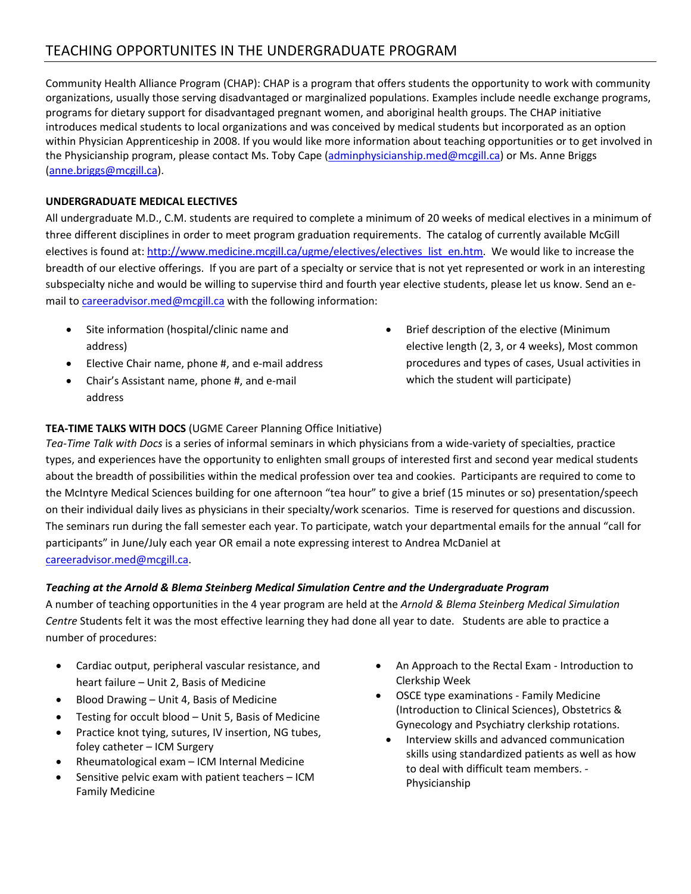## TEACHING OPPORTUNITES IN THE UNDERGRADUATE PROGRAM

Community Health Alliance Program (CHAP): CHAP is a program that offers students the opportunity to work with community organizations, usually those serving disadvantaged or marginalized populations. Examples include needle exchange programs, programs for dietary support for disadvantaged pregnant women, and aboriginal health groups. The CHAP initiative introduces medical students to local organizations and was conceived by medical students but incorporated as an option within Physician Apprenticeship in 2008. If you would like more information about teaching opportunities or to get involved in the Physicianship program, please contact Ms. Toby Cape (adminphysicianship.med@mcgill.ca) or Ms. Anne Briggs (anne.briggs@mcgill.ca).

**UNDERGRADUATE MEDICAL ELECTIVES**

All undergraduate M.D., C.M. students are required to complete a minimum of 20 weeks of medical electives in a minimum of three different disciplines in order to meet program graduation requirements. The catalog of currently available McGill electives is found at: http://www.medicine.mcgill.ca/ugme/electives/electives_list_en.htm. We would like to increase the breadth of our elective offerings. If you are part of a specialty or service that is not yet represented or work in an interesting subspecialty niche and would be willing to supervise third and fourth year elective students, please let us know. Send an e-mail to careeradvisor.med@mcgill.ca with the following information:

- Site information (hospital/clinic name and address)
- Elective Chair name, phone #, and e-mail address
- Chair's Assistant name, phone #, and e-mail address
- Brief description of the elective (Minimum elective length (2, 3, or 4 weeks), Most common procedures and types of cases, Usual activities in which the student will participate)

**TEA-TIME TALKS WITH DOCS** (UGME Career Planning Office Initiative)

*Tea-Time Talk with Docs* is a series of informal seminars in which physicians from a wide-variety of specialties, practice types, and experiences have the opportunity to enlighten small groups of interested first and second year medical students about the breadth of possibilities within the medical profession over tea and cookies. Participants are required to come to the McIntyre Medical Sciences building for one afternoon "tea hour" to give a brief (15 minutes or so) presentation/speech on their individual daily lives as physicians in their specialty/work scenarios. Time is reserved for questions and discussion. The seminars run during the fall semester each year. To participate, watch your departmental emails for the annual "call for participants" in June/July each year OR email a note expressing interest to Andrea McDaniel at careeradvisor.med@mcgill.ca.

***Teaching at the Arnold & Blema Steinberg Medical Simulation Centre and the Undergraduate Program***

A number of teaching opportunities in the 4 year program are held at the *Arnold & Blema Steinberg Medical Simulation Centre* Students felt it was the most effective learning they had done all year to date. Students are able to practice a number of procedures:

- Cardiac output, peripheral vascular resistance, and heart failure – Unit 2, Basis of Medicine
- Blood Drawing – Unit 4, Basis of Medicine
- Testing for occult blood – Unit 5, Basis of Medicine
- Practice knot tying, sutures, IV insertion, NG tubes, foley catheter – ICM Surgery
- Rheumatological exam – ICM Internal Medicine
- Sensitive pelvic exam with patient teachers – ICM Family Medicine
- An Approach to the Rectal Exam - Introduction to Clerkship Week
- OSCE type examinations - Family Medicine (Introduction to Clinical Sciences), Obstetrics & Gynecology and Psychiatry clerkship rotations.
- Interview skills and advanced communication skills using standardized patients as well as how to deal with difficult team members. - Physicianship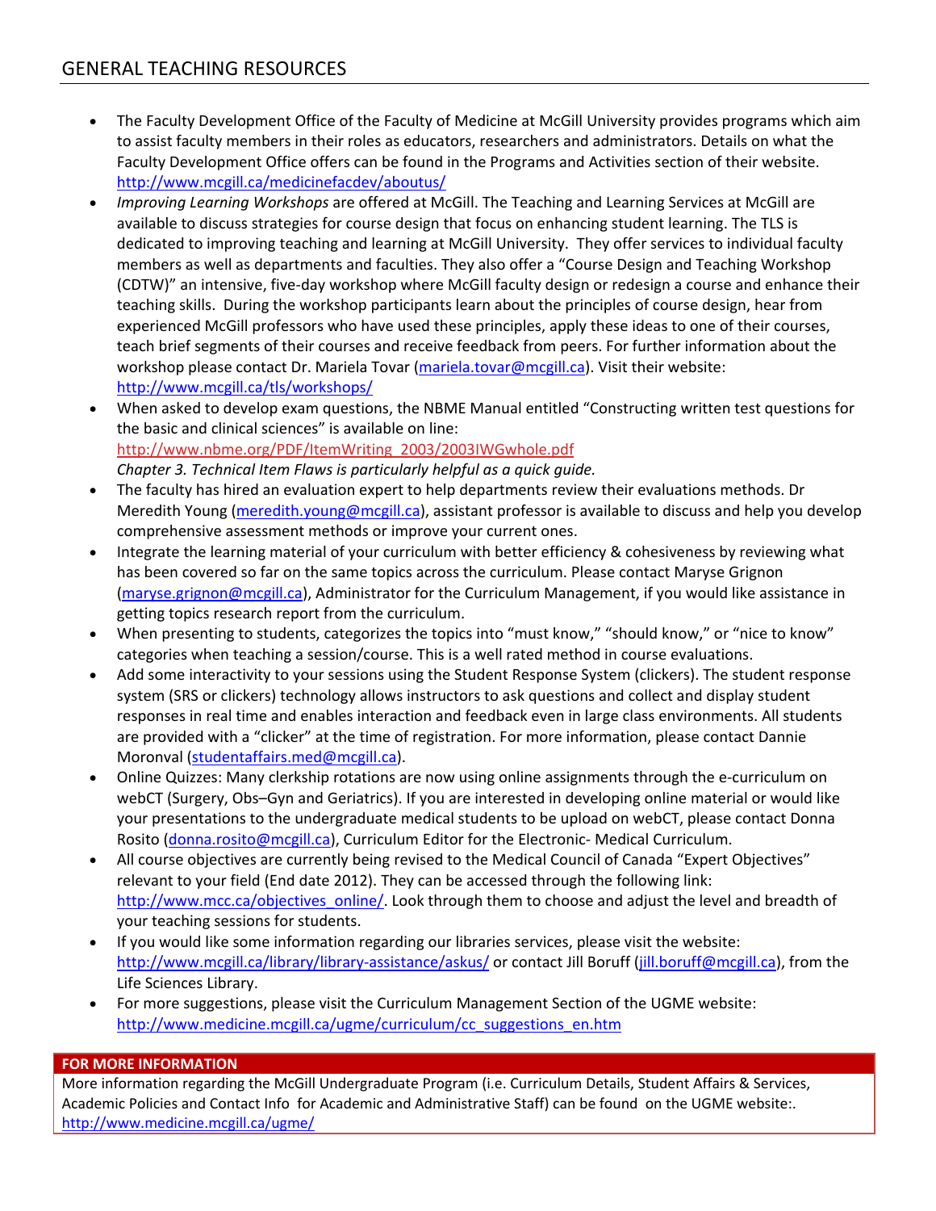## GENERAL TEACHING RESOURCES

- The Faculty Development Office of the Faculty of Medicine at McGill University provides programs which aim to assist faculty members in their roles as educators, researchers and administrators. Details on what the Faculty Development Office offers can be found in the Programs and Activities section of their website. http://www.mcgill.ca/medicinefacdev/aboutus/
- *Improving Learning Workshops* are offered at McGill. The Teaching and Learning Services at McGill are available to discuss strategies for course design that focus on enhancing student learning. The TLS is dedicated to improving teaching and learning at McGill University. They offer services to individual faculty members as well as departments and faculties. They also offer a "Course Design and Teaching Workshop (CDTW)" an intensive, five-day workshop where McGill faculty design or redesign a course and enhance their teaching skills. During the workshop participants learn about the principles of course design, hear from experienced McGill professors who have used these principles, apply these ideas to one of their courses, teach brief segments of their courses and receive feedback from peers. For further information about the workshop please contact Dr. Mariela Tovar (mariela.tovar@mcgill.ca). Visit their website: http://www.mcgill.ca/tls/workshops/
- When asked to develop exam questions, the NBME Manual entitled "Constructing written test questions for the basic and clinical sciences" is available on line: http://www.nbme.org/PDF/ItemWriting_2003/2003IWGwhole.pdf
  *Chapter 3. Technical Item Flaws is particularly helpful as a quick guide.*
- The faculty has hired an evaluation expert to help departments review their evaluations methods. Dr Meredith Young (meredith.young@mcgill.ca), assistant professor is available to discuss and help you develop comprehensive assessment methods or improve your current ones.
- Integrate the learning material of your curriculum with better efficiency & cohesiveness by reviewing what has been covered so far on the same topics across the curriculum. Please contact Maryse Grignon (maryse.grignon@mcgill.ca), Administrator for the Curriculum Management, if you would like assistance in getting topics research report from the curriculum.
- When presenting to students, categorizes the topics into "must know," "should know," or "nice to know" categories when teaching a session/course. This is a well rated method in course evaluations.
- Add some interactivity to your sessions using the Student Response System (clickers). The student response system (SRS or clickers) technology allows instructors to ask questions and collect and display student responses in real time and enables interaction and feedback even in large class environments. All students are provided with a "clicker" at the time of registration. For more information, please contact Dannie Moronval (studentaffairs.med@mcgill.ca).
- Online Quizzes: Many clerkship rotations are now using online assignments through the e-curriculum on webCT (Surgery, Obs–Gyn and Geriatrics). If you are interested in developing online material or would like your presentations to the undergraduate medical students to be upload on webCT, please contact Donna Rosito (donna.rosito@mcgill.ca), Curriculum Editor for the Electronic- Medical Curriculum.
- All course objectives are currently being revised to the Medical Council of Canada "Expert Objectives" relevant to your field (End date 2012). They can be accessed through the following link: http://www.mcc.ca/objectives_online/. Look through them to choose and adjust the level and breadth of your teaching sessions for students.
- If you would like some information regarding our libraries services, please visit the website: http://www.mcgill.ca/library/library-assistance/askus/ or contact Jill Boruff (jill.boruff@mcgill.ca), from the Life Sciences Library.
- For more suggestions, please visit the Curriculum Management Section of the UGME website: http://www.medicine.mcgill.ca/ugme/curriculum/cc_suggestions_en.htm

**FOR MORE INFORMATION**

More information regarding the McGill Undergraduate Program (i.e. Curriculum Details, Student Affairs & Services, Academic Policies and Contact Info for Academic and Administrative Staff) can be found on the UGME website:. http://www.medicine.mcgill.ca/ugme/